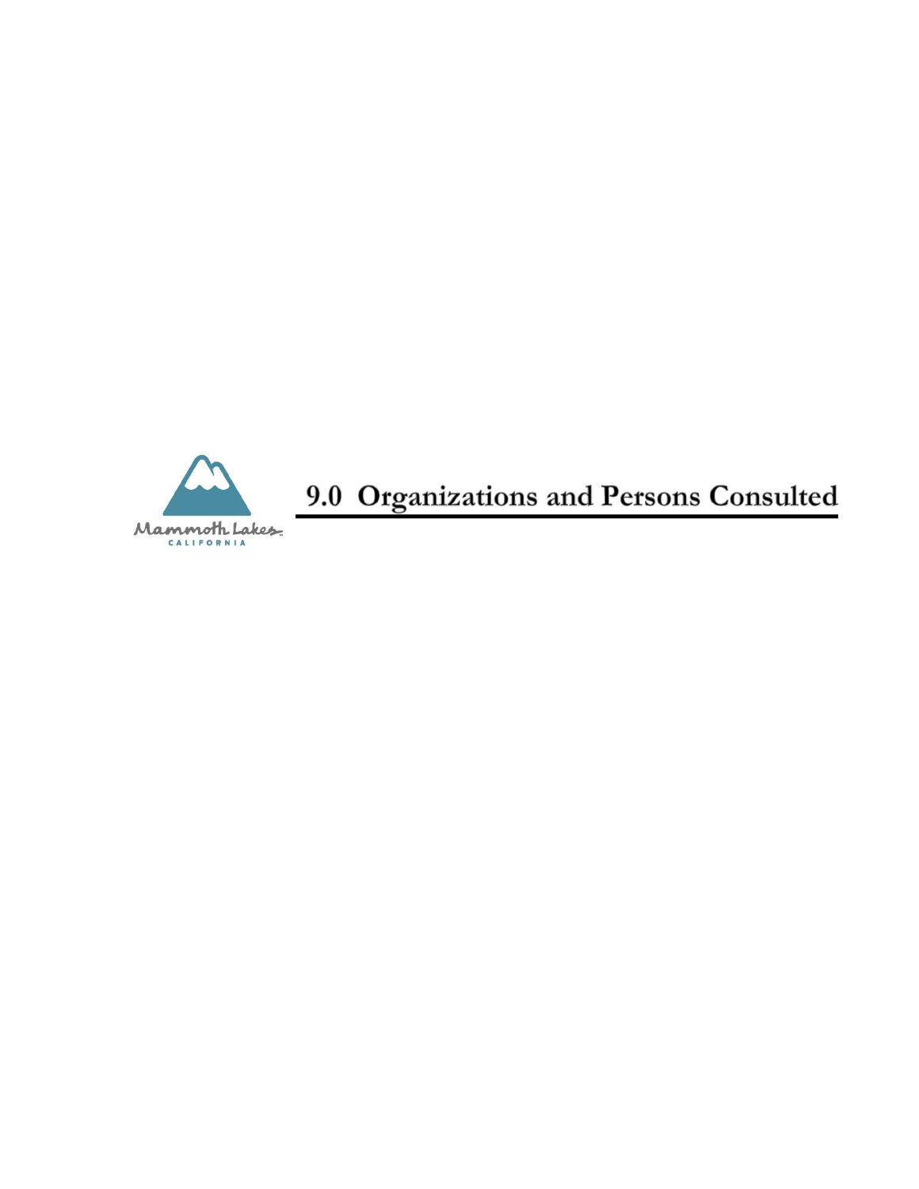# 9.0 Organizations and Persons Consulted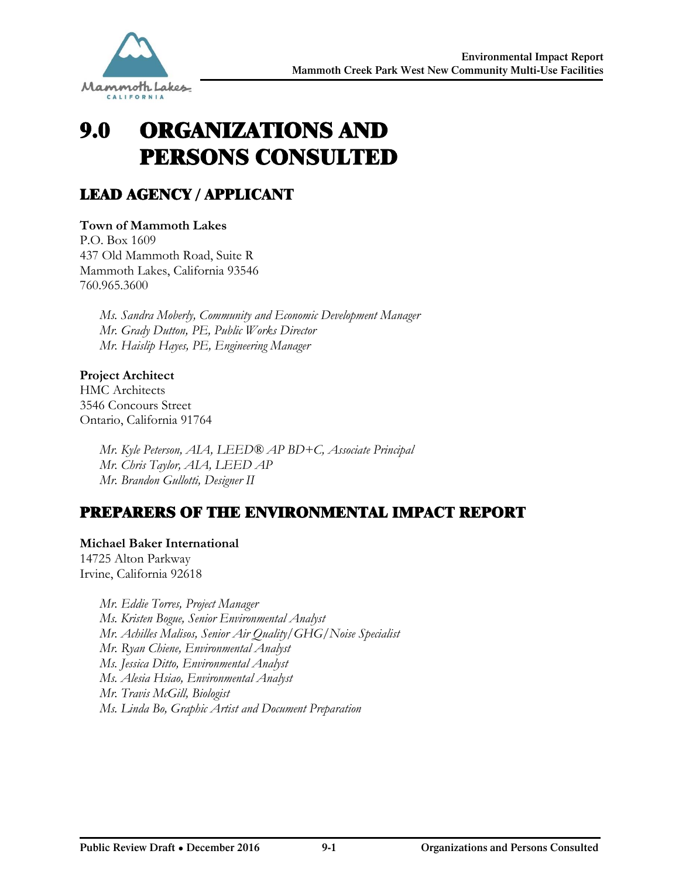# 9.0 ORGANIZATIONS AND PERSONS CONSULTED

## LEAD AGENCY / APPLICANT

**Town of Mammoth Lakes**
P.O. Box 1609
437 Old Mammoth Road, Suite R
Mammoth Lakes, California 93546
760.965.3600

*Ms. Sandra Moberly, Community and Economic Development Manager*
*Mr. Grady Dutton, PE, Public Works Director*
*Mr. Haislip Hayes, PE, Engineering Manager*

**Project Architect**
HMC Architects
3546 Concours Street
Ontario, California 91764

*Mr. Kyle Peterson, AIA, LEED® AP BD+C, Associate Principal*
*Mr. Chris Taylor, AIA, LEED AP*
*Mr. Brandon Gullotti, Designer II*

## PREPARERS OF THE ENVIRONMENTAL IMPACT REPORT

**Michael Baker International**
14725 Alton Parkway
Irvine, California 92618

*Mr. Eddie Torres, Project Manager*
*Ms. Kristen Bogue, Senior Environmental Analyst*
*Mr. Achilles Malisos, Senior Air Quality/GHG/Noise Specialist*
*Mr. Ryan Chiene, Environmental Analyst*
*Ms. Jessica Ditto, Environmental Analyst*
*Ms. Alesia Hsiao, Environmental Analyst*
*Mr. Travis McGill, Biologist*
*Ms. Linda Bo, Graphic Artist and Document Preparation*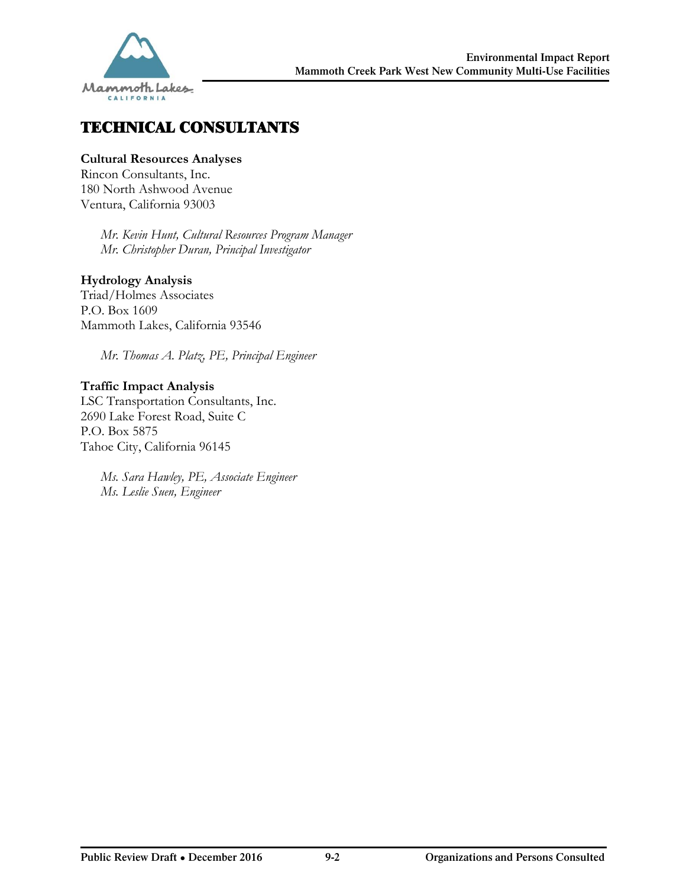# TECHNICAL CONSULTANTS

**Cultural Resources Analyses**
Rincon Consultants, Inc.
180 North Ashwood Avenue
Ventura, California 93003

*Mr. Kevin Hunt, Cultural Resources Program Manager*
*Mr. Christopher Duran, Principal Investigator*

**Hydrology Analysis**
Triad/Holmes Associates
P.O. Box 1609
Mammoth Lakes, California 93546

*Mr. Thomas A. Platz, PE, Principal Engineer*

**Traffic Impact Analysis**
LSC Transportation Consultants, Inc.
2690 Lake Forest Road, Suite C
P.O. Box 5875
Tahoe City, California 96145

*Ms. Sara Hawley, PE, Associate Engineer*
*Ms. Leslie Suen, Engineer*